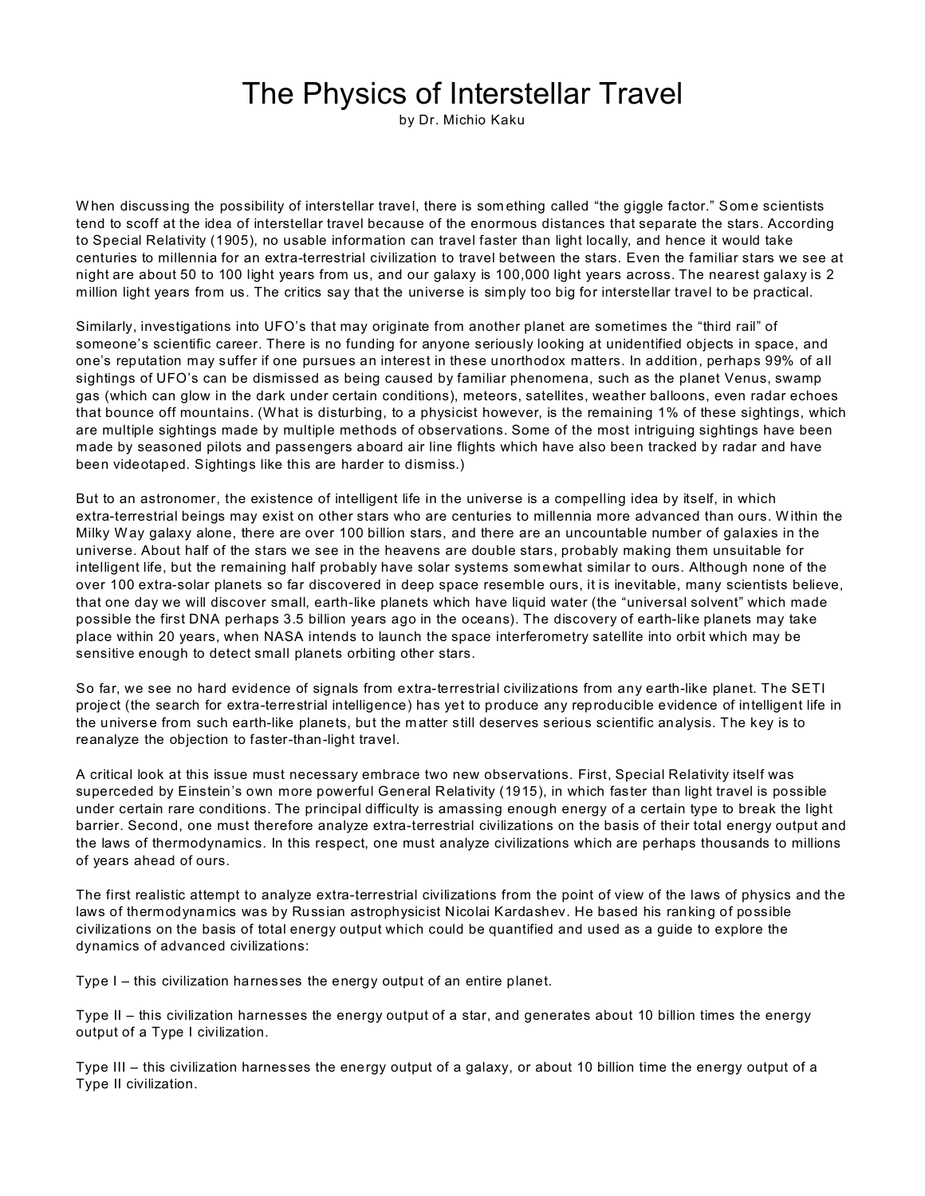# The Physics of Interstellar Travel

by Dr. Michio Kaku

When discussing the possibility of interstellar travel, there is something called "the giggle factor." Some scientists tend to scoff at the idea of interstellar travel because of the enormous distances that separate the stars. According to Special Relativity (1905), no usable information can travel faster than light locally, and hence it would take centuries to millennia for an extra-terrestrial civilization to travel between the stars. Even the familiar stars we see at night are about 50 to 100 light years from us, and our galaxy is 100,000 light years across. The nearest galaxy is 2 million light years from us. The critics say that the universe is simply too big for interstellar travel to be practical.

Similarly, investigations into UFO's that may originate from another planet are sometimes the "third rail" of someone's scientific career. There is no funding for anyone seriously looking at unidentified objects in space, and one's reputation may suffer if one pursues an interest in these unorthodox matters. In addition, perhaps 99% of all sightings of UFO's can be dismissed as being caused by familiar phenomena, such as the planet Venus, swamp gas (which can glow in the dark under certain conditions), meteors, satellites, weather balloons, even radar echoes that bounce off mountains. (What is disturbing, to a physicist however, is the remaining 1% of these sightings, which are multiple sightings made by multiple methods of observations. Some of the most intriguing sightings have been made by seasoned pilots and passengers aboard air line flights which have also been tracked by radar and have been videotaped. Sightings like this are harder to dismiss.)

But to an astronomer, the existence of intelligent life in the universe is a compelling idea by itself, in which extra-terrestrial beings may exist on other stars who are centuries to millennia more advanced than ours. Within the Milky Way galaxy alone, there are over 100 billion stars, and there are an uncountable number of galaxies in the universe. About half of the stars we see in the heavens are double stars, probably making them unsuitable for intelligent life, but the remaining half probably have solar systems somewhat similar to ours. Although none of the over 100 extra-solar planets so far discovered in deep space resemble ours, it is inevitable, many scientists believe, that one day we will discover small, earth-like planets which have liquid water (the "universal solvent" which made possible the first DNA perhaps 3.5 billion years ago in the oceans). The discovery of earth-like planets may take place within 20 years, when NASA intends to launch the space interferometry satellite into orbit which may be sensitive enough to detect small planets orbiting other stars.

So far, we see no hard evidence of signals from extra-terrestrial civilizations from any earth-like planet. The SETI project (the search for extra-terrestrial intelligence) has yet to produce any reproducible evidence of intelligent life in the universe from such earth-like planets, but the matter still deserves serious scientific analysis. The key is to reanalyze the objection to faster-than-light travel.

A critical look at this issue must necessary embrace two new observations. First, Special Relativity itself was superceded by Einstein's own more powerful General Relativity (1915), in which faster than light travel is possible under certain rare conditions. The principal difficulty is amassing enough energy of a certain type to break the light barrier. Second, one must therefore analyze extra-terrestrial civilizations on the basis of their total energy output and the laws of thermodynamics. In this respect, one must analyze civilizations which are perhaps thousands to millions of years ahead of ours.

The first realistic attempt to analyze extra-terrestrial civilizations from the point of view of the laws of physics and the laws of thermodynamics was by Russian astrophysicist Nicolai Kardashev. He based his ranking of possible civilizations on the basis of total energy output which could be quantified and used as a guide to explore the dynamics of advanced civilizations:

Type I – this civilization harnesses the energy output of an entire planet.

Type II – this civilization harnesses the energy output of a star, and generates about 10 billion times the energy output of a Type I civilization.

Type III – this civilization harnesses the energy output of a galaxy, or about 10 billion time the energy output of a Type II civilization.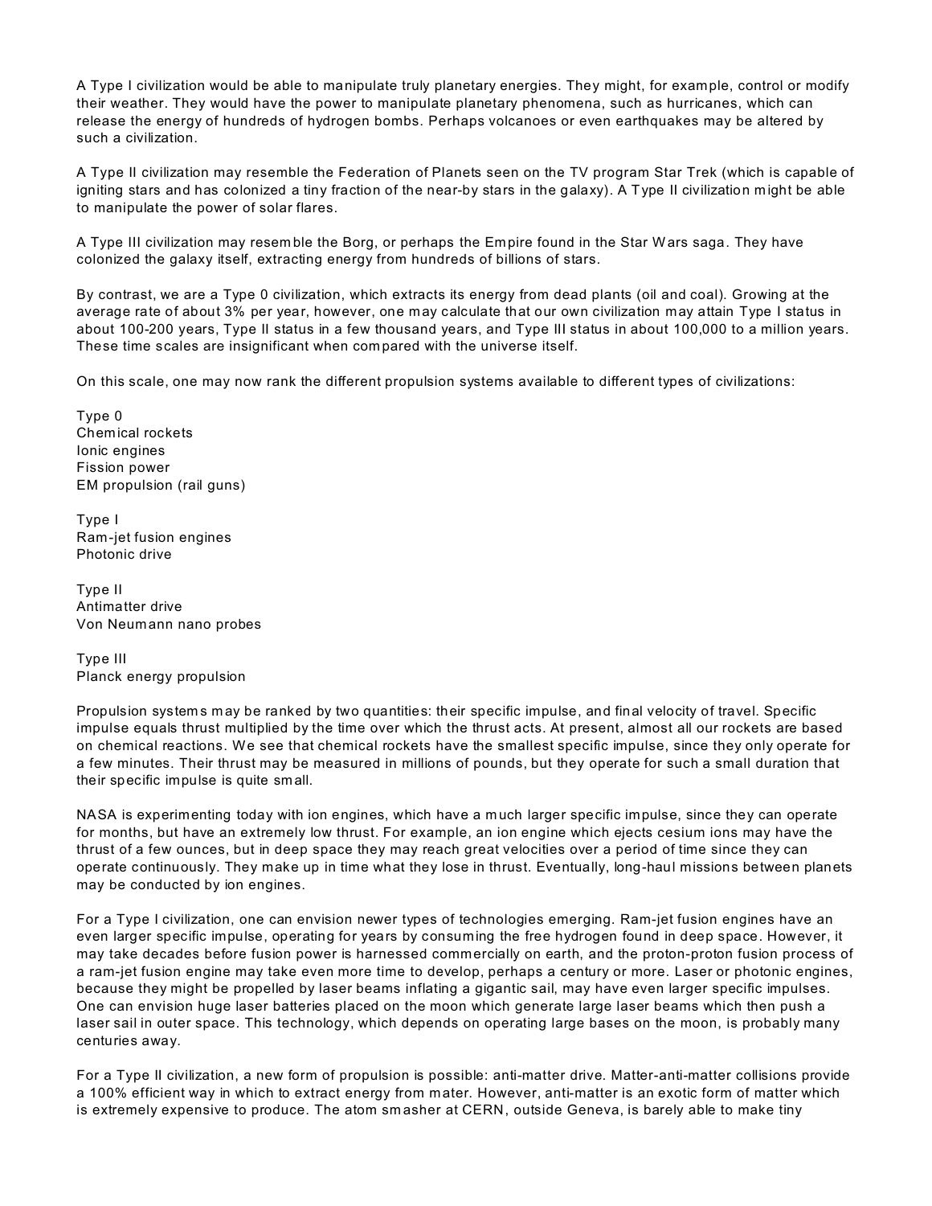A Type I civilization would be able to manipulate truly planetary energies. They might, for example, control or modify their weather. They would have the power to manipulate planetary phenomena, such as hurricanes, which can release the energy of hundreds of hydrogen bombs. Perhaps volcanoes or even earthquakes may be altered by such a civilization.

A Type II civilization may resemble the Federation of Planets seen on the TV program Star Trek (which is capable of igniting stars and has colonized a tiny fraction of the near-by stars in the galaxy). A Type II civilization might be able to manipulate the power of solar flares.

A Type III civilization may resemble the Borg, or perhaps the Empire found in the Star Wars saga. They have colonized the galaxy itself, extracting energy from hundreds of billions of stars.

By contrast, we are a Type 0 civilization, which extracts its energy from dead plants (oil and coal). Growing at the average rate of about 3% per year, however, one may calculate that our own civilization may attain Type I status in about 100-200 years, Type II status in a few thousand years, and Type III status in about 100,000 to a million years. These time scales are insignificant when compared with the universe itself.

On this scale, one may now rank the different propulsion systems available to different types of civilizations:

Type 0
Chemical rockets
Ionic engines
Fission power
EM propulsion (rail guns)

Type I
Ram-jet fusion engines
Photonic drive

Type II
Antimatter drive
Von Neumann nano probes

Type III
Planck energy propulsion

Propulsion systems may be ranked by two quantities: their specific impulse, and final velocity of travel. Specific impulse equals thrust multiplied by the time over which the thrust acts. At present, almost all our rockets are based on chemical reactions. We see that chemical rockets have the smallest specific impulse, since they only operate for a few minutes. Their thrust may be measured in millions of pounds, but they operate for such a small duration that their specific impulse is quite small.

NASA is experimenting today with ion engines, which have a much larger specific impulse, since they can operate for months, but have an extremely low thrust. For example, an ion engine which ejects cesium ions may have the thrust of a few ounces, but in deep space they may reach great velocities over a period of time since they can operate continuously. They make up in time what they lose in thrust. Eventually, long-haul missions between planets may be conducted by ion engines.

For a Type I civilization, one can envision newer types of technologies emerging. Ram-jet fusion engines have an even larger specific impulse, operating for years by consuming the free hydrogen found in deep space. However, it may take decades before fusion power is harnessed commercially on earth, and the proton-proton fusion process of a ram-jet fusion engine may take even more time to develop, perhaps a century or more. Laser or photonic engines, because they might be propelled by laser beams inflating a gigantic sail, may have even larger specific impulses. One can envision huge laser batteries placed on the moon which generate large laser beams which then push a laser sail in outer space. This technology, which depends on operating large bases on the moon, is probably many centuries away.

For a Type II civilization, a new form of propulsion is possible: anti-matter drive. Matter-anti-matter collisions provide a 100% efficient way in which to extract energy from mater. However, anti-matter is an exotic form of matter which is extremely expensive to produce. The atom smasher at CERN, outside Geneva, is barely able to make tiny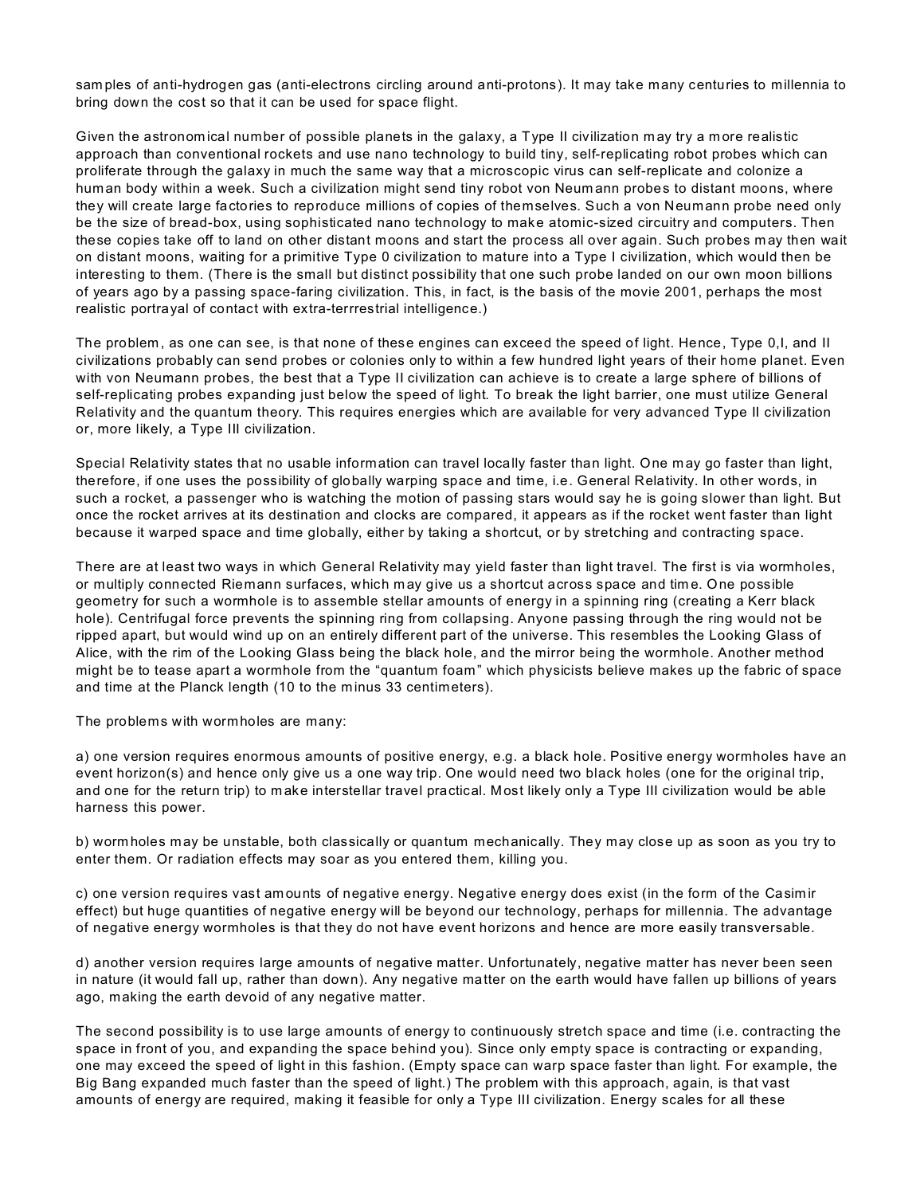samples of anti-hydrogen gas (anti-electrons circling around anti-protons). It may take many centuries to millennia to bring down the cost so that it can be used for space flight.

Given the astronomical number of possible planets in the galaxy, a Type II civilization may try a more realistic approach than conventional rockets and use nano technology to build tiny, self-replicating robot probes which can proliferate through the galaxy in much the same way that a microscopic virus can self-replicate and colonize a human body within a week. Such a civilization might send tiny robot von Neumann probes to distant moons, where they will create large factories to reproduce millions of copies of themselves. Such a von Neumann probe need only be the size of bread-box, using sophisticated nano technology to make atomic-sized circuitry and computers. Then these copies take off to land on other distant moons and start the process all over again. Such probes may then wait on distant moons, waiting for a primitive Type 0 civilization to mature into a Type I civilization, which would then be interesting to them. (There is the small but distinct possibility that one such probe landed on our own moon billions of years ago by a passing space-faring civilization. This, in fact, is the basis of the movie 2001, perhaps the most realistic portrayal of contact with extra-terrrestrial intelligence.)

The problem, as one can see, is that none of these engines can exceed the speed of light. Hence, Type 0,I, and II civilizations probably can send probes or colonies only to within a few hundred light years of their home planet. Even with von Neumann probes, the best that a Type II civilization can achieve is to create a large sphere of billions of self-replicating probes expanding just below the speed of light. To break the light barrier, one must utilize General Relativity and the quantum theory. This requires energies which are available for very advanced Type II civilization or, more likely, a Type III civilization.

Special Relativity states that no usable information can travel locally faster than light. One may go faster than light, therefore, if one uses the possibility of globally warping space and time, i.e. General Relativity. In other words, in such a rocket, a passenger who is watching the motion of passing stars would say he is going slower than light. But once the rocket arrives at its destination and clocks are compared, it appears as if the rocket went faster than light because it warped space and time globally, either by taking a shortcut, or by stretching and contracting space.

There are at least two ways in which General Relativity may yield faster than light travel. The first is via wormholes, or multiply connected Riemann surfaces, which may give us a shortcut across space and time. One possible geometry for such a wormhole is to assemble stellar amounts of energy in a spinning ring (creating a Kerr black hole). Centrifugal force prevents the spinning ring from collapsing. Anyone passing through the ring would not be ripped apart, but would wind up on an entirely different part of the universe. This resembles the Looking Glass of Alice, with the rim of the Looking Glass being the black hole, and the mirror being the wormhole. Another method might be to tease apart a wormhole from the "quantum foam" which physicists believe makes up the fabric of space and time at the Planck length (10 to the minus 33 centimeters).

The problems with wormholes are many:

a) one version requires enormous amounts of positive energy, e.g. a black hole. Positive energy wormholes have an event horizon(s) and hence only give us a one way trip. One would need two black holes (one for the original trip, and one for the return trip) to make interstellar travel practical. Most likely only a Type III civilization would be able harness this power.

b) wormholes may be unstable, both classically or quantum mechanically. They may close up as soon as you try to enter them. Or radiation effects may soar as you entered them, killing you.

c) one version requires vast amounts of negative energy. Negative energy does exist (in the form of the Casimir effect) but huge quantities of negative energy will be beyond our technology, perhaps for millennia. The advantage of negative energy wormholes is that they do not have event horizons and hence are more easily transversable.

d) another version requires large amounts of negative matter. Unfortunately, negative matter has never been seen in nature (it would fall up, rather than down). Any negative matter on the earth would have fallen up billions of years ago, making the earth devoid of any negative matter.

The second possibility is to use large amounts of energy to continuously stretch space and time (i.e. contracting the space in front of you, and expanding the space behind you). Since only empty space is contracting or expanding, one may exceed the speed of light in this fashion. (Empty space can warp space faster than light. For example, the Big Bang expanded much faster than the speed of light.) The problem with this approach, again, is that vast amounts of energy are required, making it feasible for only a Type III civilization. Energy scales for all these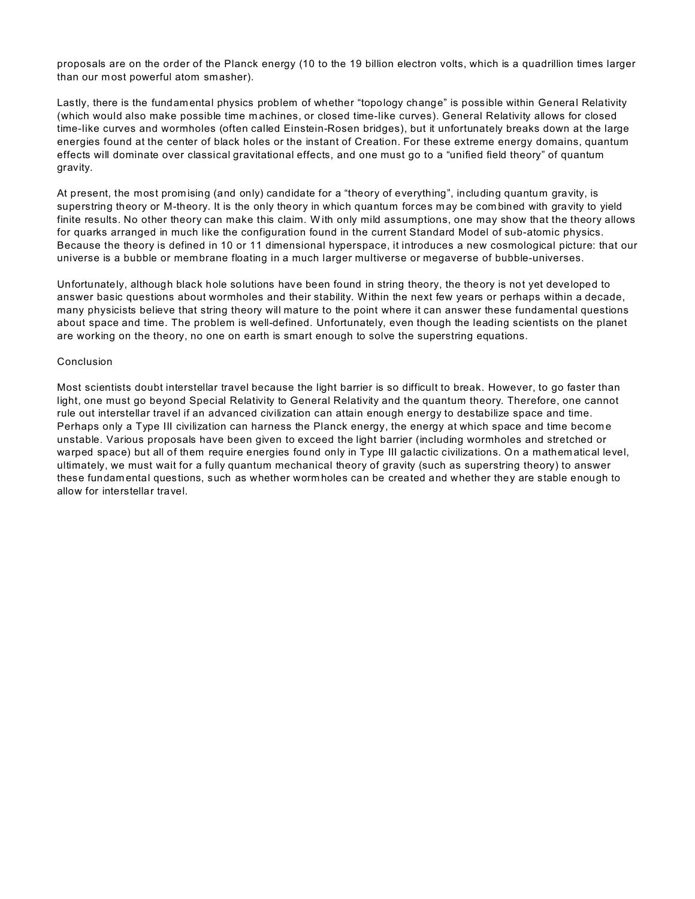proposals are on the order of the Planck energy (10 to the 19 billion electron volts, which is a quadrillion times larger than our most powerful atom smasher).

Lastly, there is the fundamental physics problem of whether "topology change" is possible within General Relativity (which would also make possible time machines, or closed time-like curves). General Relativity allows for closed time-like curves and wormholes (often called Einstein-Rosen bridges), but it unfortunately breaks down at the large energies found at the center of black holes or the instant of Creation. For these extreme energy domains, quantum effects will dominate over classical gravitational effects, and one must go to a "unified field theory" of quantum gravity.

At present, the most promising (and only) candidate for a "theory of everything", including quantum gravity, is superstring theory or M-theory. It is the only theory in which quantum forces may be combined with gravity to yield finite results. No other theory can make this claim. With only mild assumptions, one may show that the theory allows for quarks arranged in much like the configuration found in the current Standard Model of sub-atomic physics. Because the theory is defined in 10 or 11 dimensional hyperspace, it introduces a new cosmological picture: that our universe is a bubble or membrane floating in a much larger multiverse or megaverse of bubble-universes.

Unfortunately, although black hole solutions have been found in string theory, the theory is not yet developed to answer basic questions about wormholes and their stability. Within the next few years or perhaps within a decade, many physicists believe that string theory will mature to the point where it can answer these fundamental questions about space and time. The problem is well-defined. Unfortunately, even though the leading scientists on the planet are working on the theory, no one on earth is smart enough to solve the superstring equations.

Conclusion

Most scientists doubt interstellar travel because the light barrier is so difficult to break. However, to go faster than light, one must go beyond Special Relativity to General Relativity and the quantum theory. Therefore, one cannot rule out interstellar travel if an advanced civilization can attain enough energy to destabilize space and time. Perhaps only a Type III civilization can harness the Planck energy, the energy at which space and time become unstable. Various proposals have been given to exceed the light barrier (including wormholes and stretched or warped space) but all of them require energies found only in Type III galactic civilizations. On a mathematical level, ultimately, we must wait for a fully quantum mechanical theory of gravity (such as superstring theory) to answer these fundamental questions, such as whether wormholes can be created and whether they are stable enough to allow for interstellar travel.